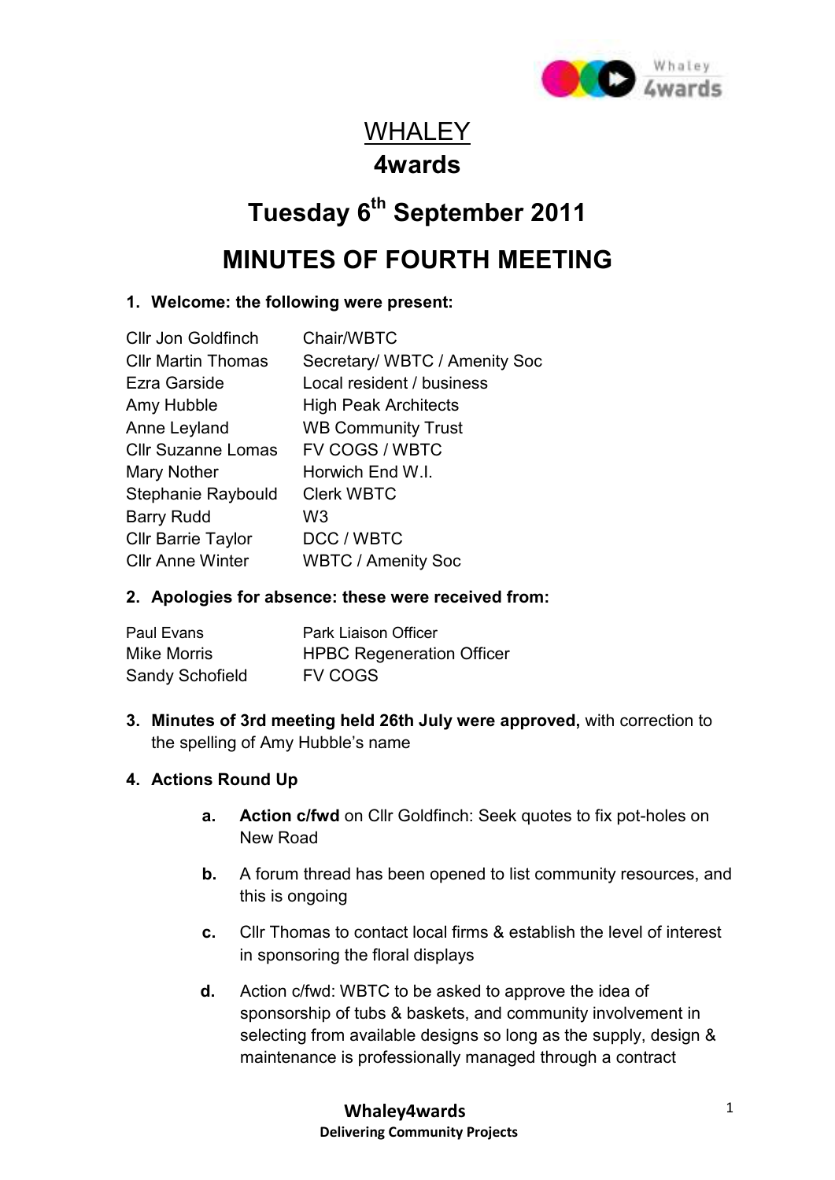# WHALEY
# 4wards

## Tuesday 6th September 2011

## MINUTES OF FOURTH MEETING

**1. Welcome: the following were present:**

| | |
|---|---|
| Cllr Jon Goldfinch | Chair/WBTC |
| Cllr Martin Thomas | Secretary/ WBTC / Amenity Soc |
| Ezra Garside | Local resident / business |
| Amy Hubble | High Peak Architects |
| Anne Leyland | WB Community Trust |
| Cllr Suzanne Lomas | FV COGS / WBTC |
| Mary Nother | Horwich End W.I. |
| Stephanie Raybould | Clerk WBTC |
| Barry Rudd | W3 |
| Cllr Barrie Taylor | DCC / WBTC |
| Cllr Anne Winter | WBTC / Amenity Soc |

**2. Apologies for absence: these were received from:**

| | |
|---|---|
| Paul Evans | Park Liaison Officer |
| Mike Morris | HPBC Regeneration Officer |
| Sandy Schofield | FV COGS |

**3. Minutes of 3rd meeting held 26th July were approved,** with correction to the spelling of Amy Hubble's name

**4. Actions Round Up**

- **a.** **Action c/fwd** on Cllr Goldfinch: Seek quotes to fix pot-holes on New Road
- **b.** A forum thread has been opened to list community resources, and this is ongoing
- **c.** Cllr Thomas to contact local firms & establish the level of interest in sponsoring the floral displays
- **d.** Action c/fwd: WBTC to be asked to approve the idea of sponsorship of tubs & baskets, and community involvement in selecting from available designs so long as the supply, design & maintenance is professionally managed through a contract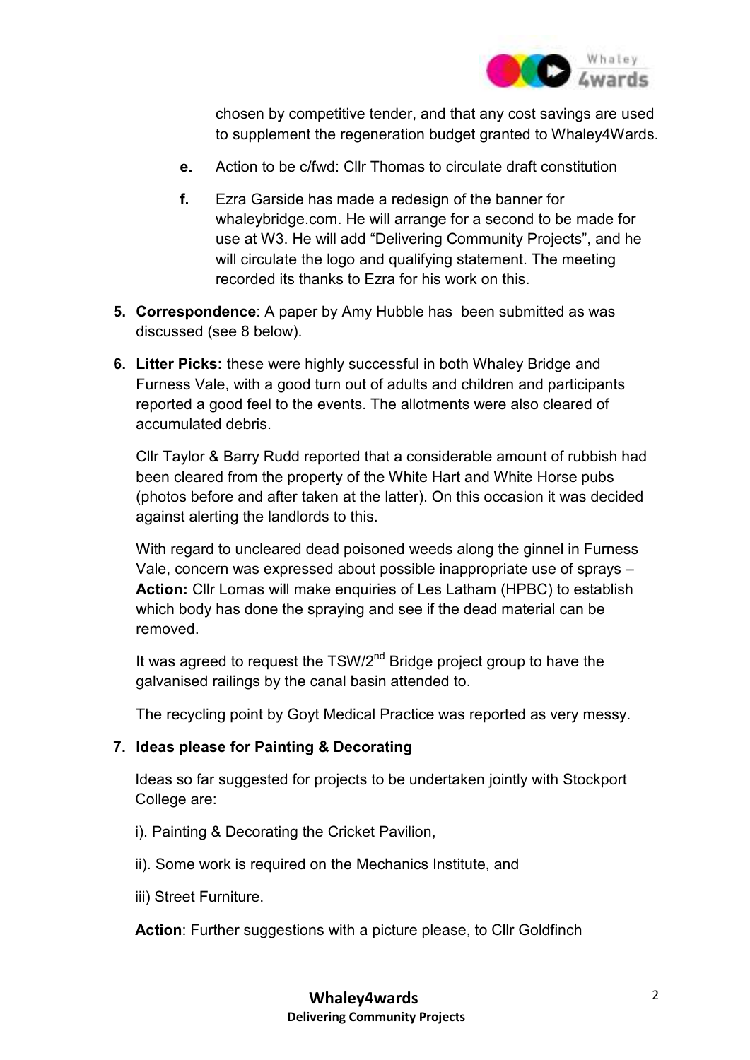chosen by competitive tender, and that any cost savings are used to supplement the regeneration budget granted to Whaley4Wards.

**e.** Action to be c/fwd: Cllr Thomas to circulate draft constitution

**f.** Ezra Garside has made a redesign of the banner for whaleybridge.com. He will arrange for a second to be made for use at W3. He will add "Delivering Community Projects", and he will circulate the logo and qualifying statement. The meeting recorded its thanks to Ezra for his work on this.

5. **Correspondence**: A paper by Amy Hubble has been submitted as was discussed (see 8 below).

6. **Litter Picks:** these were highly successful in both Whaley Bridge and Furness Vale, with a good turn out of adults and children and participants reported a good feel to the events. The allotments were also cleared of accumulated debris.

   Cllr Taylor & Barry Rudd reported that a considerable amount of rubbish had been cleared from the property of the White Hart and White Horse pubs (photos before and after taken at the latter). On this occasion it was decided against alerting the landlords to this.

   With regard to uncleared dead poisoned weeds along the ginnel in Furness Vale, concern was expressed about possible inappropriate use of sprays – **Action:** Cllr Lomas will make enquiries of Les Latham (HPBC) to establish which body has done the spraying and see if the dead material can be removed.

   It was agreed to request the TSW/2nd Bridge project group to have the galvanised railings by the canal basin attended to.

   The recycling point by Goyt Medical Practice was reported as very messy.

7. **Ideas please for Painting & Decorating**

   Ideas so far suggested for projects to be undertaken jointly with Stockport College are:

   i). Painting & Decorating the Cricket Pavilion,

   ii). Some work is required on the Mechanics Institute, and

   iii) Street Furniture.

   **Action**: Further suggestions with a picture please, to Cllr Goldfinch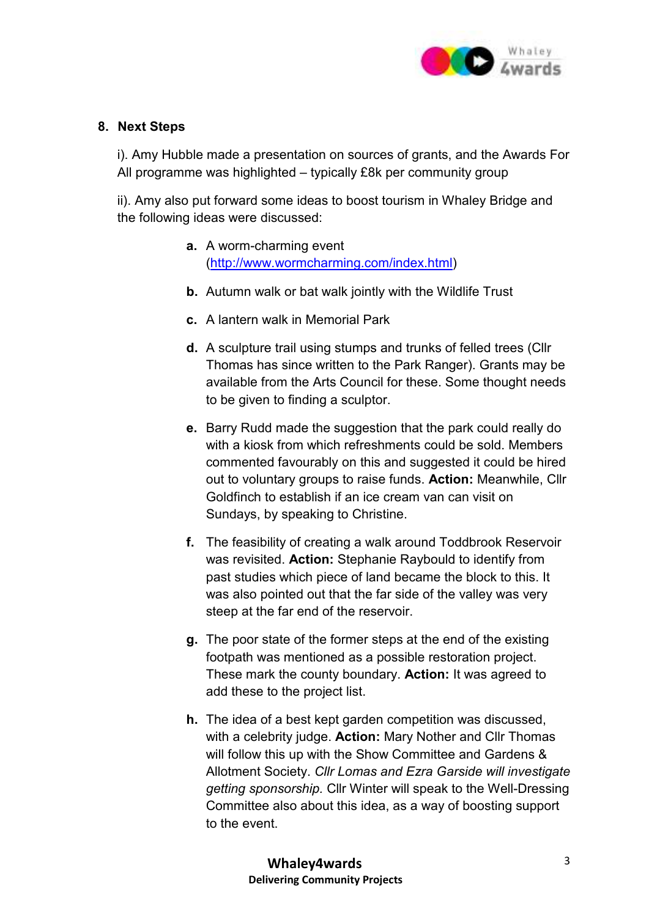## 8. Next Steps

i). Amy Hubble made a presentation on sources of grants, and the Awards For All programme was highlighted – typically £8k per community group

ii). Amy also put forward some ideas to boost tourism in Whaley Bridge and the following ideas were discussed:

- **a.** A worm-charming event (http://www.wormcharming.com/index.html)
- **b.** Autumn walk or bat walk jointly with the Wildlife Trust
- **c.** A lantern walk in Memorial Park
- **d.** A sculpture trail using stumps and trunks of felled trees (Cllr Thomas has since written to the Park Ranger). Grants may be available from the Arts Council for these. Some thought needs to be given to finding a sculptor.
- **e.** Barry Rudd made the suggestion that the park could really do with a kiosk from which refreshments could be sold. Members commented favourably on this and suggested it could be hired out to voluntary groups to raise funds. **Action:** Meanwhile, Cllr Goldfinch to establish if an ice cream van can visit on Sundays, by speaking to Christine.
- **f.** The feasibility of creating a walk around Toddbrook Reservoir was revisited. **Action:** Stephanie Raybould to identify from past studies which piece of land became the block to this. It was also pointed out that the far side of the valley was very steep at the far end of the reservoir.
- **g.** The poor state of the former steps at the end of the existing footpath was mentioned as a possible restoration project. These mark the county boundary. **Action:** It was agreed to add these to the project list.
- **h.** The idea of a best kept garden competition was discussed, with a celebrity judge. **Action:** Mary Nother and Cllr Thomas will follow this up with the Show Committee and Gardens & Allotment Society. *Cllr Lomas and Ezra Garside will investigate getting sponsorship.* Cllr Winter will speak to the Well-Dressing Committee also about this idea, as a way of boosting support to the event.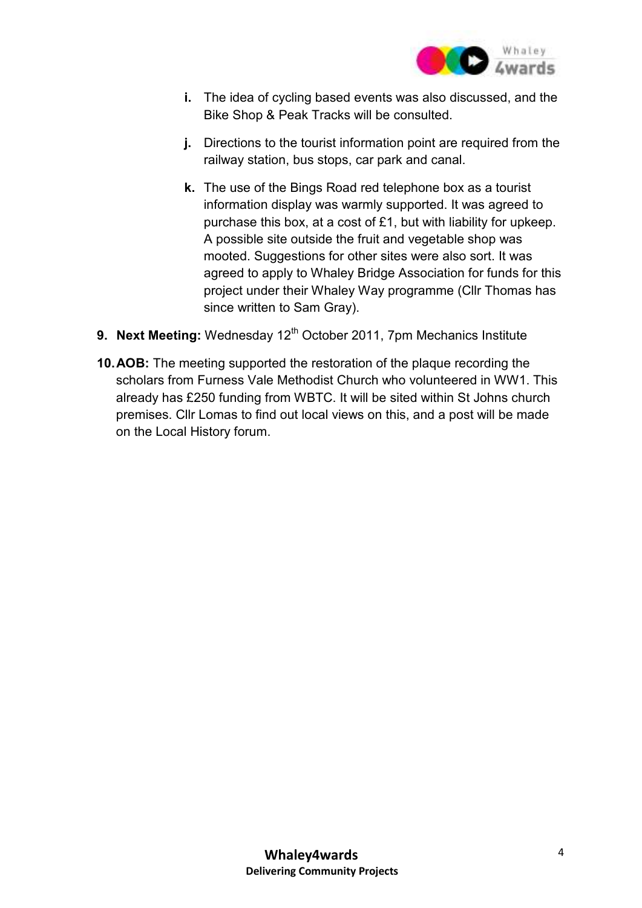i. The idea of cycling based events was also discussed, and the Bike Shop & Peak Tracks will be consulted.

j. Directions to the tourist information point are required from the railway station, bus stops, car park and canal.

k. The use of the Bings Road red telephone box as a tourist information display was warmly supported. It was agreed to purchase this box, at a cost of £1, but with liability for upkeep. A possible site outside the fruit and vegetable shop was mooted. Suggestions for other sites were also sort. It was agreed to apply to Whaley Bridge Association for funds for this project under their Whaley Way programme (Cllr Thomas has since written to Sam Gray).

9. **Next Meeting:** Wednesday 12th October 2011, 7pm Mechanics Institute

10. **AOB:** The meeting supported the restoration of the plaque recording the scholars from Furness Vale Methodist Church who volunteered in WW1. This already has £250 funding from WBTC. It will be sited within St Johns church premises. Cllr Lomas to find out local views on this, and a post will be made on the Local History forum.